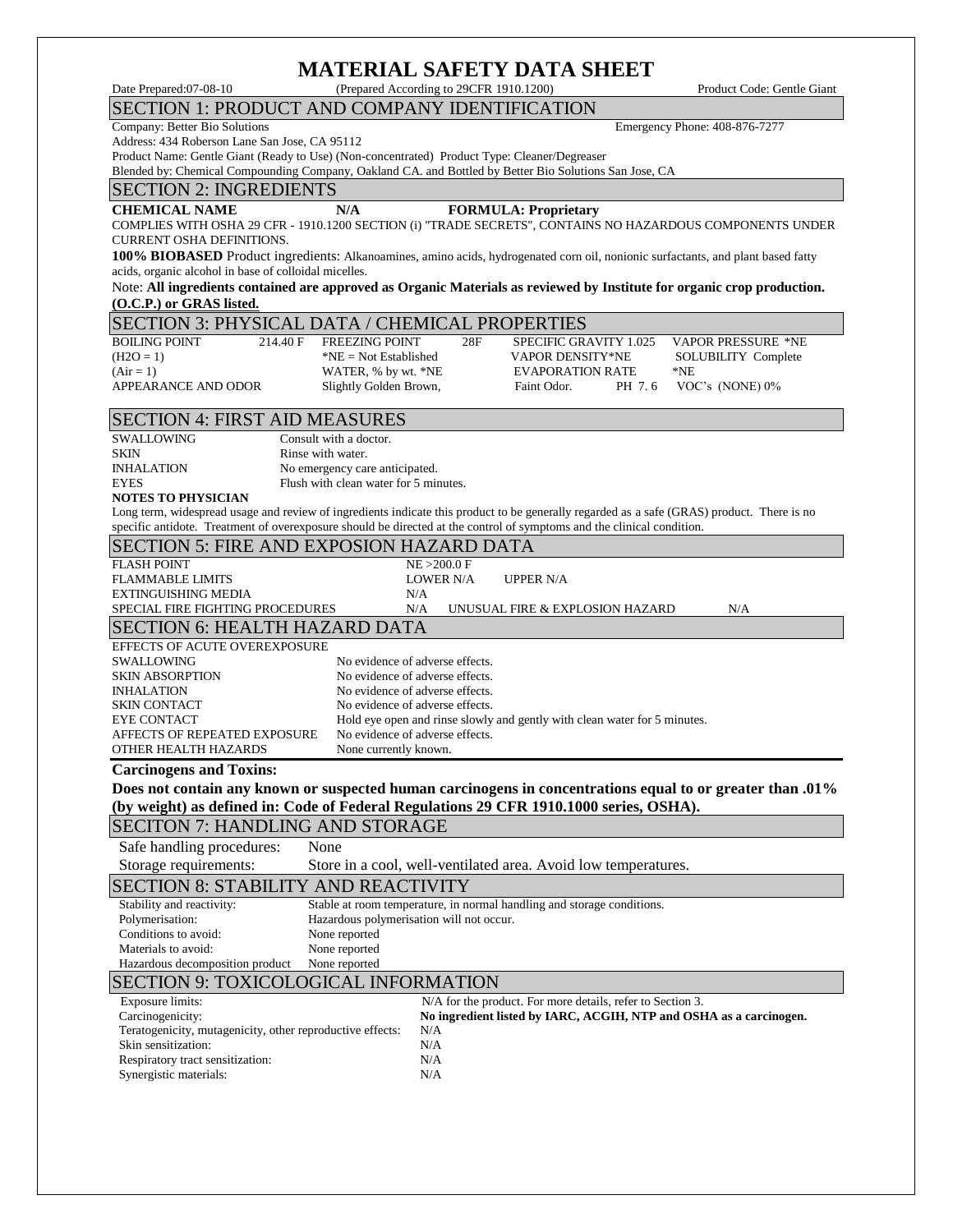# MATERIAL SAFETY DATA SHEET

Date Prepared:07-08-10 (Prepared According to 29CFR 1910.1200) Product Code: Gentle Giant

## SECTION 1: PRODUCT AND COMPANY IDENTIFICATION

Company: Better Bio Solutions Emergency Phone: 408-876-7277

Address: 434 Roberson Lane San Jose, CA 95112

Product Name: Gentle Giant (Ready to Use) (Non-concentrated) Product Type: Cleaner/Degreaser

Blended by: Chemical Compounding Company, Oakland CA. and Bottled by Better Bio Solutions San Jose, CA

## SECTION 2: INGREDIENTS

**CHEMICAL NAME N/A FORMULA: Proprietary**

COMPLIES WITH OSHA 29 CFR - 1910.1200 SECTION (i) "TRADE SECRETS", CONTAINS NO HAZARDOUS COMPONENTS UNDER CURRENT OSHA DEFINITIONS.

**100% BIOBASED** Product ingredients: Alkanoamines, amino acids, hydrogenated corn oil, nonionic surfactants, and plant based fatty acids, organic alcohol in base of colloidal micelles.

Note: **All ingredients contained are approved as Organic Materials as reviewed by Institute for organic crop production. (O.C.P.) or GRAS listed.**

## SECTION 3: PHYSICAL DATA / CHEMICAL PROPERTIES

| | | | | | |
|---|---|---|---|---|---|
| BOILING POINT | 214.40 F | FREEZING POINT 28F | SPECIFIC GRAVITY 1.025 | VAPOR PRESSURE *NE | |
| ($H_2O$ = 1) | | *NE = Not Established | VAPOR DENSITY*NE | SOLUBILITY Complete | |
| (Air = 1) | | WATER, % by wt. *NE | EVAPORATION RATE | *NE | |
| APPEARANCE AND ODOR | | Slightly Golden Brown, | Faint Odor. | PH 7. 6 | VOC's (NONE) 0% |

## SECTION 4: FIRST AID MEASURES

| | |
|---|---|
| SWALLOWING | Consult with a doctor. |
| SKIN | Rinse with water. |
| INHALATION | No emergency care anticipated. |
| EYES | Flush with clean water for 5 minutes. |

**NOTES TO PHYSICIAN**

Long term, widespread usage and review of ingredients indicate this product to be generally regarded as a safe (GRAS) product. There is no specific antidote. Treatment of overexposure should be directed at the control of symptoms and the clinical condition.

## SECTION 5: FIRE AND EXPOSION HAZARD DATA

| | | | | |
|---|---|---|---|---|
| FLASH POINT | NE >200.0 F | | | |
| FLAMMABLE LIMITS | LOWER N/A | UPPER N/A | | |
| EXTINGUISHING MEDIA | N/A | | | |
| SPECIAL FIRE FIGHTING PROCEDURES | N/A | UNUSUAL FIRE & EXPLOSION HAZARD | | N/A |

## SECTION 6: HEALTH HAZARD DATA

| | |
|---|---|
| EFFECTS OF ACUTE OVEREXPOSURE | |
| SWALLOWING | No evidence of adverse effects. |
| SKIN ABSORPTION | No evidence of adverse effects. |
| INHALATION | No evidence of adverse effects. |
| SKIN CONTACT | No evidence of adverse effects. |
| EYE CONTACT | Hold eye open and rinse slowly and gently with clean water for 5 minutes. |
| AFFECTS OF REPEATED EXPOSURE | No evidence of adverse effects. |
| OTHER HEALTH HAZARDS | None currently known. |

**Carcinogens and Toxins:**

**Does not contain any known or suspected human carcinogens in concentrations equal to or greater than .01% (by weight) as defined in: Code of Federal Regulations 29 CFR 1910.1000 series, OSHA).**

## SECITON 7: HANDLING AND STORAGE

| | |
|---|---|
| Safe handling procedures: | None |
| Storage requirements: | Store in a cool, well-ventilated area. Avoid low temperatures. |

## SECTION 8: STABILITY AND REACTIVITY

| | |
|---|---|
| Stability and reactivity: | Stable at room temperature, in normal handling and storage conditions. |
| Polymerisation: | Hazardous polymerisation will not occur. |
| Conditions to avoid: | None reported |
| Materials to avoid: | None reported |
| Hazardous decomposition product | None reported |

## SECTION 9: TOXICOLOGICAL INFORMATION

| | |
|---|---|
| Exposure limits: | N/A for the product. For more details, refer to Section 3. |
| Carcinogenicity: | **No ingredient listed by IARC, ACGIH, NTP and OSHA as a carcinogen.** |
| Teratogenicity, mutagenicity, other reproductive effects: | N/A |
| Skin sensitization: | N/A |
| Respiratory tract sensitization: | N/A |
| Synergistic materials: | N/A |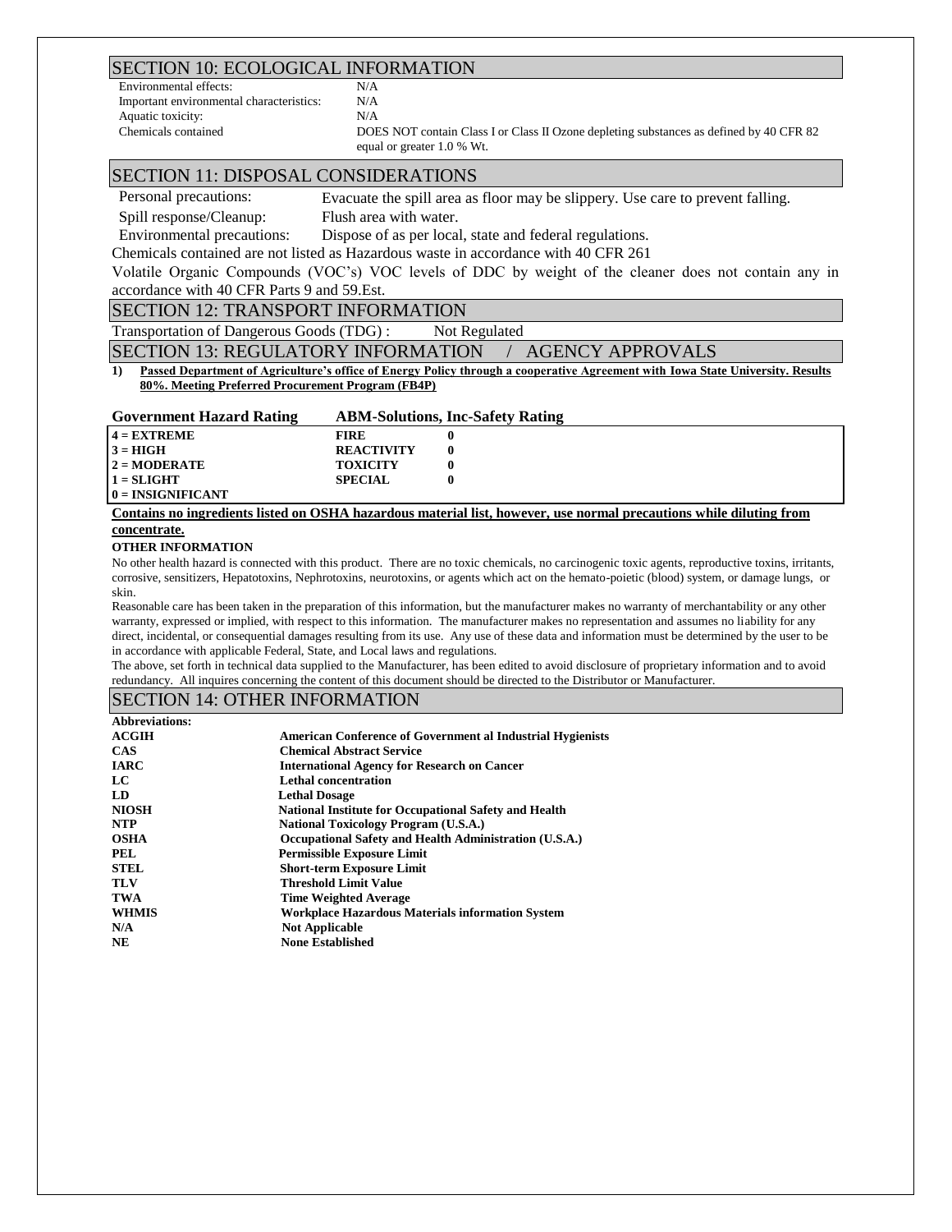## SECTION 10: ECOLOGICAL INFORMATION

| | |
|---|---|
| Environmental effects: | N/A |
| Important environmental characteristics: | N/A |
| Aquatic toxicity: | N/A |
| Chemicals contained | DOES NOT contain Class I or Class II Ozone depleting substances as defined by 40 CFR 82 equal or greater 1.0 % Wt. |

## SECTION 11: DISPOSAL CONSIDERATIONS

| | |
|---|---|
| Personal precautions: | Evacuate the spill area as floor may be slippery. Use care to prevent falling. |
| Spill response/Cleanup: | Flush area with water. |
| Environmental precautions: | Dispose of as per local, state and federal regulations. |

Chemicals contained are not listed as Hazardous waste in accordance with 40 CFR 261

Volatile Organic Compounds (VOC's) VOC levels of DDC by weight of the cleaner does not contain any in accordance with 40 CFR Parts 9 and 59.Est.

## SECTION 12: TRANSPORT INFORMATION

Transportation of Dangerous Goods (TDG) : Not Regulated

## SECTION 13: REGULATORY INFORMATION / AGENCY APPROVALS

1) **Passed Department of Agriculture's office of Energy Policy through a cooperative Agreement with Iowa State University. Results 80%. Meeting Preferred Procurement Program (FB4P)**

| Government Hazard Rating | ABM-Solutions, Inc-Safety Rating | |
|---|---|---|
| **4 = EXTREME** | **FIRE** | **0** |
| **3 = HIGH** | **REACTIVITY** | **0** |
| **2 = MODERATE** | **TOXICITY** | **0** |
| **1 = SLIGHT** | **SPECIAL** | **0** |
| **0 = INSIGNIFICANT** | | |

**Contains no ingredients listed on OSHA hazardous material list, however, use normal precautions while diluting from concentrate.**

**OTHER INFORMATION**

No other health hazard is connected with this product. There are no toxic chemicals, no carcinogenic toxic agents, reproductive toxins, irritants, corrosive, sensitizers, Hepatotoxins, Nephrotoxins, neurotoxins, or agents which act on the hemato-poietic (blood) system, or damage lungs, or skin.

Reasonable care has been taken in the preparation of this information, but the manufacturer makes no warranty of merchantability or any other warranty, expressed or implied, with respect to this information. The manufacturer makes no representation and assumes no liability for any direct, incidental, or consequential damages resulting from its use. Any use of these data and information must be determined by the user to be in accordance with applicable Federal, State, and Local laws and regulations.

The above, set forth in technical data supplied to the Manufacturer, has been edited to avoid disclosure of proprietary information and to avoid redundancy. All inquires concerning the content of this document should be directed to the Distributor or Manufacturer.

## SECTION 14: OTHER INFORMATION

**Abbreviations:**

| | |
|---|---|
| **ACGIH** | **American Conference of Government al Industrial Hygienists** |
| **CAS** | **Chemical Abstract Service** |
| **IARC** | **International Agency for Research on Cancer** |
| **LC** | **Lethal concentration** |
| **LD** | **Lethal Dosage** |
| **NIOSH** | **National Institute for Occupational Safety and Health** |
| **NTP** | **National Toxicology Program (U.S.A.)** |
| **OSHA** | **Occupational Safety and Health Administration (U.S.A.)** |
| **PEL** | **Permissible Exposure Limit** |
| **STEL** | **Short-term Exposure Limit** |
| **TLV** | **Threshold Limit Value** |
| **TWA** | **Time Weighted Average** |
| **WHMIS** | **Workplace Hazardous Materials information System** |
| **N/A** | **Not Applicable** |
| **NE** | **None Established** |